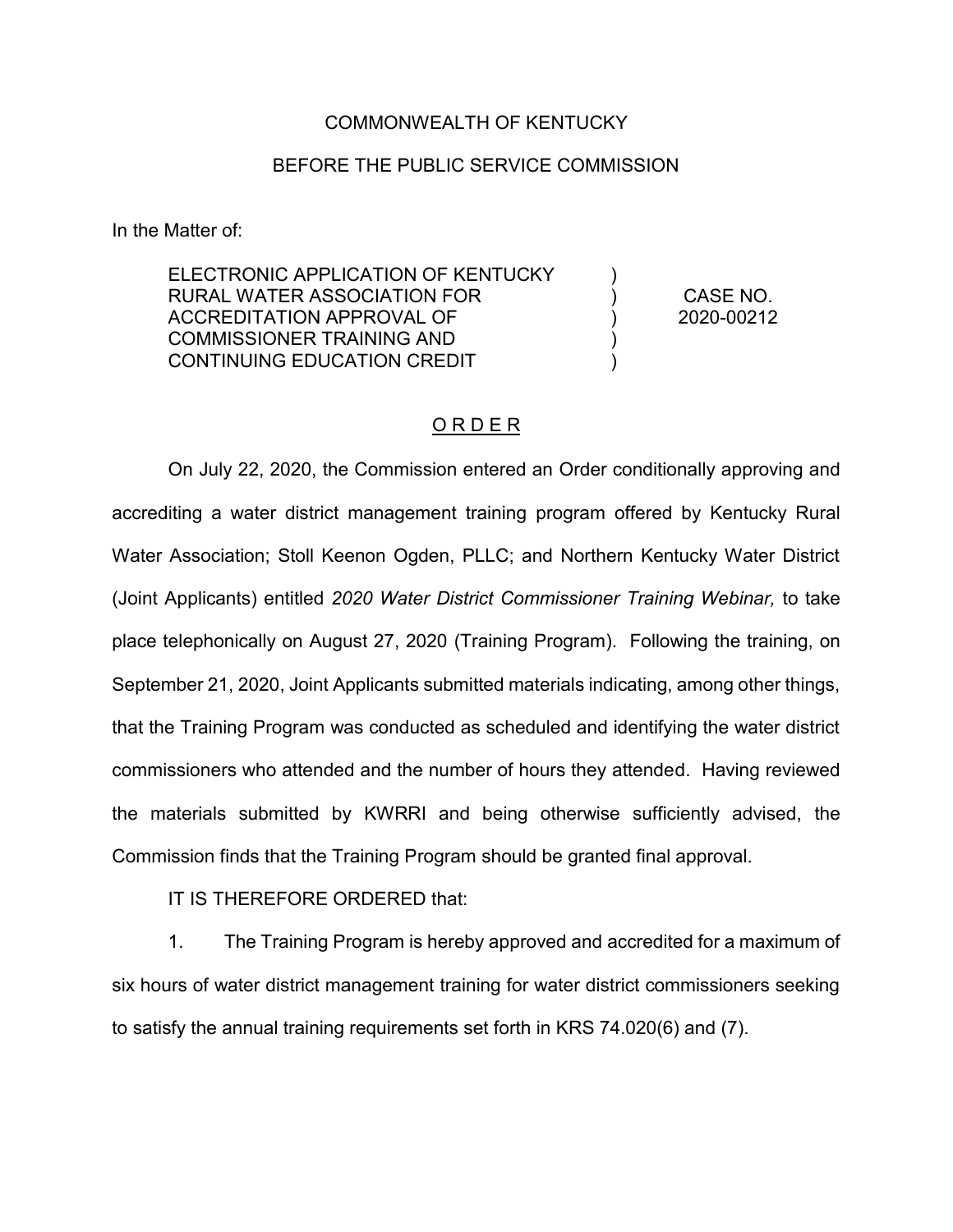COMMONWEALTH OF KENTUCKY

BEFORE THE PUBLIC SERVICE COMMISSION

In the Matter of:

| | | |
|---|---|---|
| ELECTRONIC APPLICATION OF KENTUCKY RURAL WATER ASSOCIATION FOR ACCREDITATION APPROVAL OF COMMISSIONER TRAINING AND CONTINUING EDUCATION CREDIT | ) ) ) ) ) | CASE NO. 2020-00212 |

## O R D E R

On July 22, 2020, the Commission entered an Order conditionally approving and accrediting a water district management training program offered by Kentucky Rural Water Association; Stoll Keenon Ogden, PLLC; and Northern Kentucky Water District (Joint Applicants) entitled *2020 Water District Commissioner Training Webinar,* to take place telephonically on August 27, 2020 (Training Program). Following the training, on September 21, 2020, Joint Applicants submitted materials indicating, among other things, that the Training Program was conducted as scheduled and identifying the water district commissioners who attended and the number of hours they attended. Having reviewed the materials submitted by KWRRI and being otherwise sufficiently advised, the Commission finds that the Training Program should be granted final approval.

IT IS THEREFORE ORDERED that:

1. The Training Program is hereby approved and accredited for a maximum of six hours of water district management training for water district commissioners seeking to satisfy the annual training requirements set forth in KRS 74.020(6) and (7).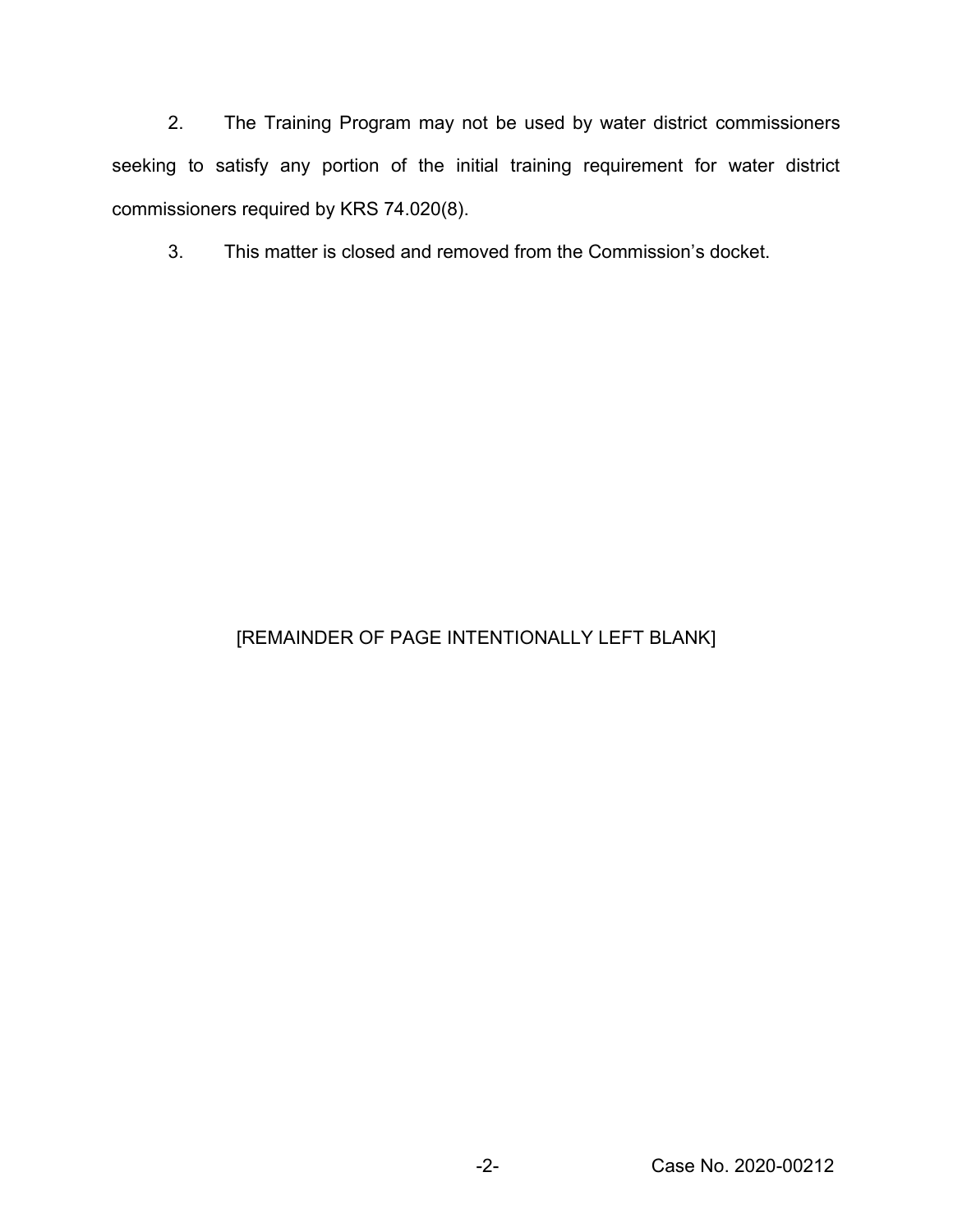2. The Training Program may not be used by water district commissioners seeking to satisfy any portion of the initial training requirement for water district commissioners required by KRS 74.020(8).

3. This matter is closed and removed from the Commission's docket.

[REMAINDER OF PAGE INTENTIONALLY LEFT BLANK]

Case No. 2020-00212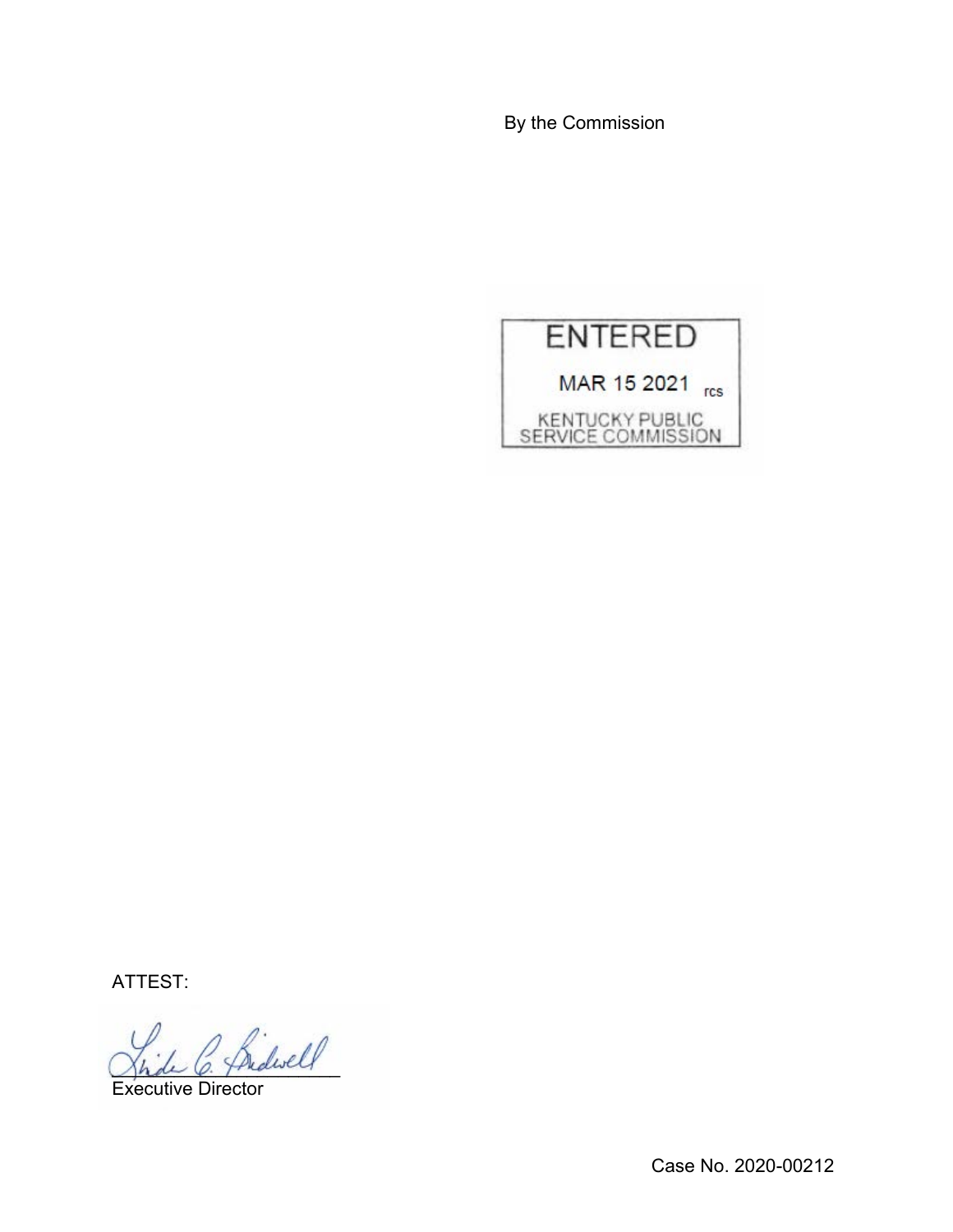By the Commission

ENTERED

MAR 15 2021 rcs

KENTUCKY PUBLIC SERVICE COMMISSION

ATTEST:

Executive Director

Case No. 2020-00212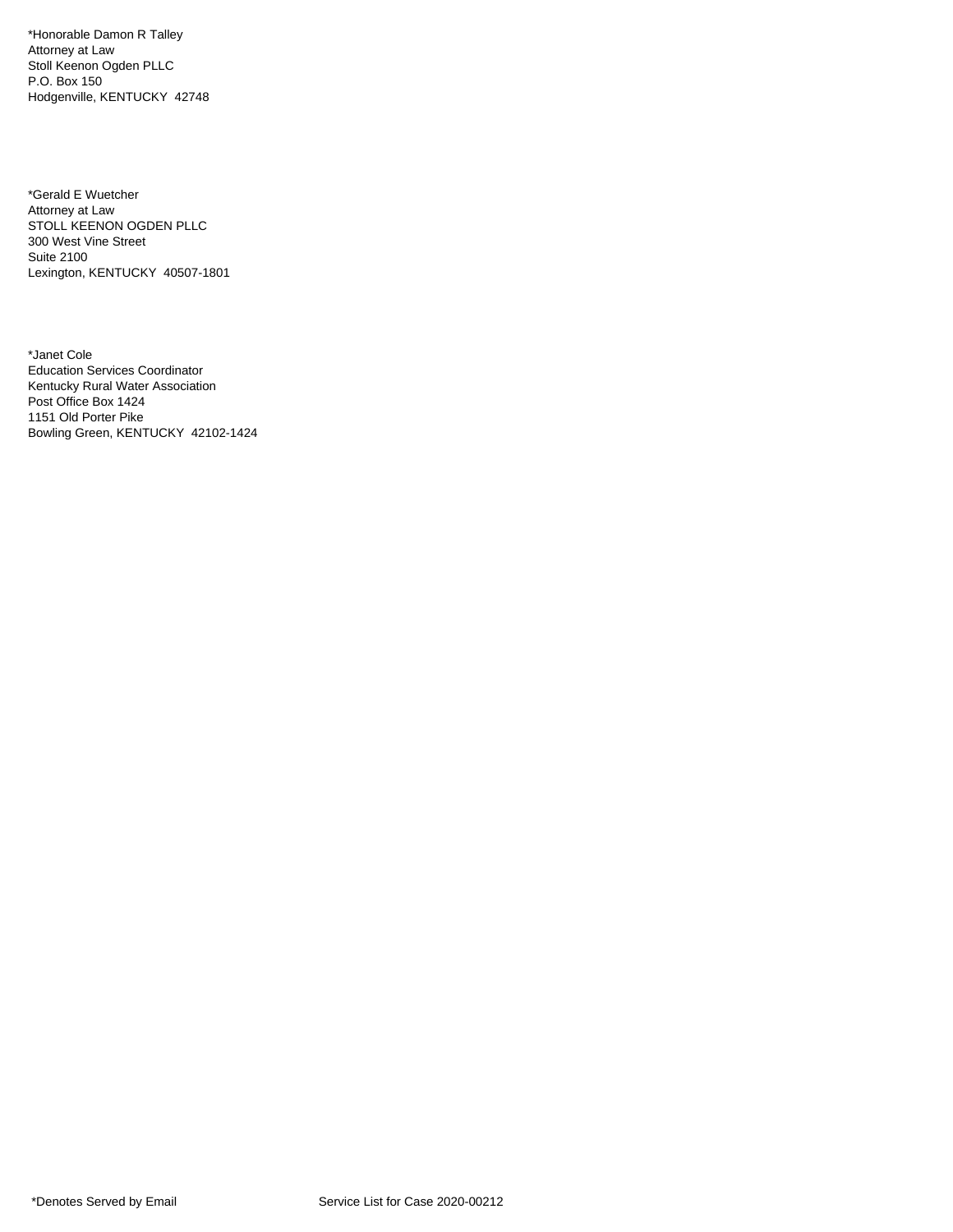*Honorable Damon R Talley
Attorney at Law
Stoll Keenon Ogden PLLC
P.O. Box 150
Hodgenville, KENTUCKY 42748

*Gerald E Wuetcher
Attorney at Law
STOLL KEENON OGDEN PLLC
300 West Vine Street
Suite 2100
Lexington, KENTUCKY 40507-1801

*Janet Cole
Education Services Coordinator
Kentucky Rural Water Association
Post Office Box 1424
1151 Old Porter Pike
Bowling Green, KENTUCKY 42102-1424

*Denotes Served by Email

Service List for Case 2020-00212